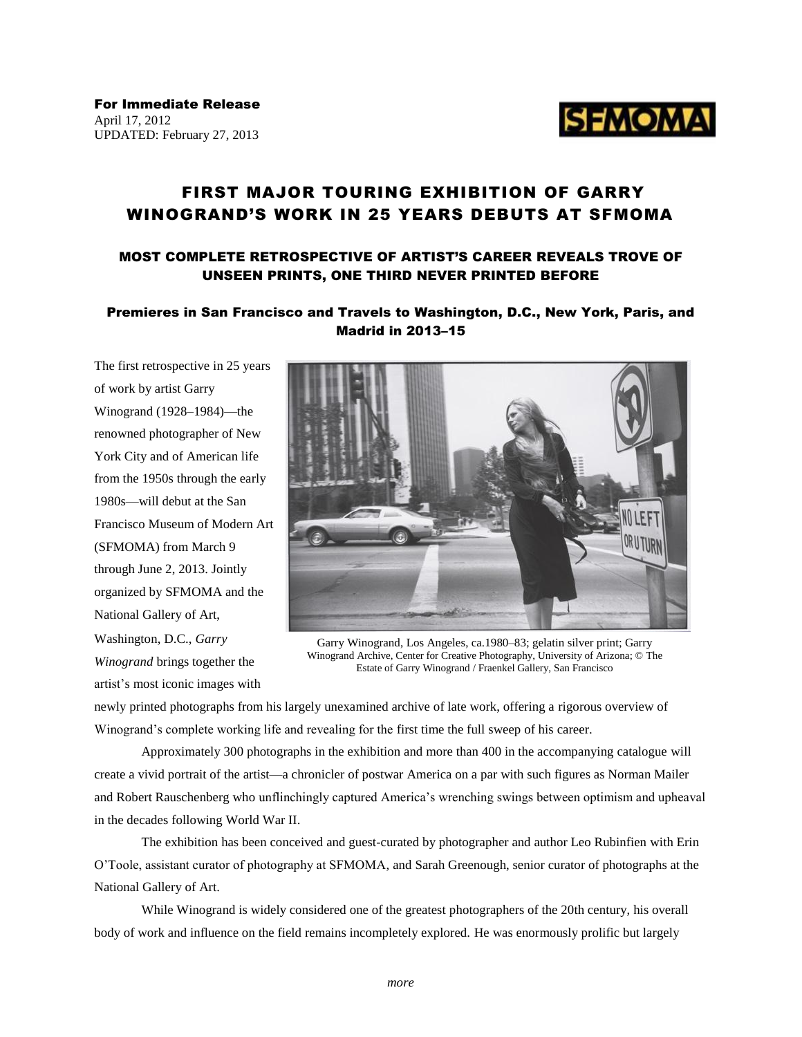**For Immediate Release**
April 17, 2012
UPDATED: February 27, 2013

# FIRST MAJOR TOURING EXHIBITION OF GARRY WINOGRAND'S WORK IN 25 YEARS DEBUTS AT SFMOMA

## MOST COMPLETE RETROSPECTIVE OF ARTIST'S CAREER REVEALS TROVE OF UNSEEN PRINTS, ONE THIRD NEVER PRINTED BEFORE

### Premieres in San Francisco and Travels to Washington, D.C., New York, Paris, and Madrid in 2013–15

Garry Winogrand, Los Angeles, ca.1980–83; gelatin silver print; Garry Winogrand Archive, Center for Creative Photography, University of Arizona; © The Estate of Garry Winogrand / Fraenkel Gallery, San Francisco

The first retrospective in 25 years of work by artist Garry Winogrand (1928–1984)—the renowned photographer of New York City and of American life from the 1950s through the early 1980s—will debut at the San Francisco Museum of Modern Art (SFMOMA) from March 9 through June 2, 2013. Jointly organized by SFMOMA and the National Gallery of Art, Washington, D.C., *Garry Winogrand* brings together the artist's most iconic images with newly printed photographs from his largely unexamined archive of late work, offering a rigorous overview of Winogrand's complete working life and revealing for the first time the full sweep of his career.

Approximately 300 photographs in the exhibition and more than 400 in the accompanying catalogue will create a vivid portrait of the artist—a chronicler of postwar America on a par with such figures as Norman Mailer and Robert Rauschenberg who unflinchingly captured America's wrenching swings between optimism and upheaval in the decades following World War II.

The exhibition has been conceived and guest-curated by photographer and author Leo Rubinfien with Erin O'Toole, assistant curator of photography at SFMOMA, and Sarah Greenough, senior curator of photographs at the National Gallery of Art.

While Winogrand is widely considered one of the greatest photographers of the 20th century, his overall body of work and influence on the field remains incompletely explored. He was enormously prolific but largely

*more*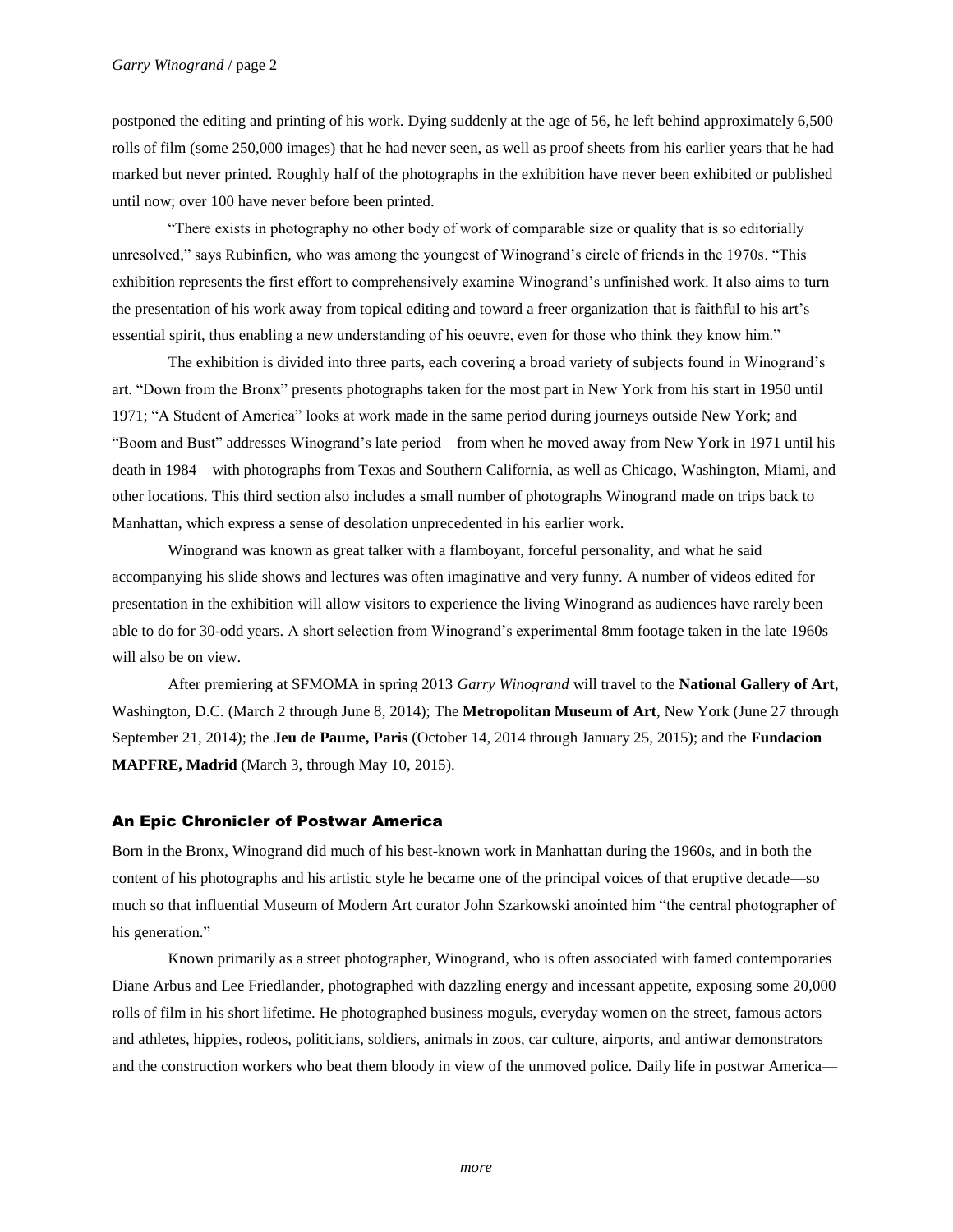postponed the editing and printing of his work. Dying suddenly at the age of 56, he left behind approximately 6,500 rolls of film (some 250,000 images) that he had never seen, as well as proof sheets from his earlier years that he had marked but never printed. Roughly half of the photographs in the exhibition have never been exhibited or published until now; over 100 have never before been printed.

"There exists in photography no other body of work of comparable size or quality that is so editorially unresolved," says Rubinfien, who was among the youngest of Winogrand's circle of friends in the 1970s. "This exhibition represents the first effort to comprehensively examine Winogrand's unfinished work. It also aims to turn the presentation of his work away from topical editing and toward a freer organization that is faithful to his art's essential spirit, thus enabling a new understanding of his oeuvre, even for those who think they know him."

The exhibition is divided into three parts, each covering a broad variety of subjects found in Winogrand's art. "Down from the Bronx" presents photographs taken for the most part in New York from his start in 1950 until 1971; "A Student of America" looks at work made in the same period during journeys outside New York; and "Boom and Bust" addresses Winogrand's late period—from when he moved away from New York in 1971 until his death in 1984—with photographs from Texas and Southern California, as well as Chicago, Washington, Miami, and other locations. This third section also includes a small number of photographs Winogrand made on trips back to Manhattan, which express a sense of desolation unprecedented in his earlier work.

Winogrand was known as great talker with a flamboyant, forceful personality, and what he said accompanying his slide shows and lectures was often imaginative and very funny. A number of videos edited for presentation in the exhibition will allow visitors to experience the living Winogrand as audiences have rarely been able to do for 30-odd years. A short selection from Winogrand's experimental 8mm footage taken in the late 1960s will also be on view.

After premiering at SFMOMA in spring 2013 *Garry Winogrand* will travel to the **National Gallery of Art**, Washington, D.C. (March 2 through June 8, 2014); The **Metropolitan Museum of Art**, New York (June 27 through September 21, 2014); the **Jeu de Paume, Paris** (October 14, 2014 through January 25, 2015); and the **Fundacion MAPFRE, Madrid** (March 3, through May 10, 2015).

## An Epic Chronicler of Postwar America

Born in the Bronx, Winogrand did much of his best-known work in Manhattan during the 1960s, and in both the content of his photographs and his artistic style he became one of the principal voices of that eruptive decade—so much so that influential Museum of Modern Art curator John Szarkowski anointed him "the central photographer of his generation."

Known primarily as a street photographer, Winogrand, who is often associated with famed contemporaries Diane Arbus and Lee Friedlander, photographed with dazzling energy and incessant appetite, exposing some 20,000 rolls of film in his short lifetime. He photographed business moguls, everyday women on the street, famous actors and athletes, hippies, rodeos, politicians, soldiers, animals in zoos, car culture, airports, and antiwar demonstrators and the construction workers who beat them bloody in view of the unmoved police. Daily life in postwar America—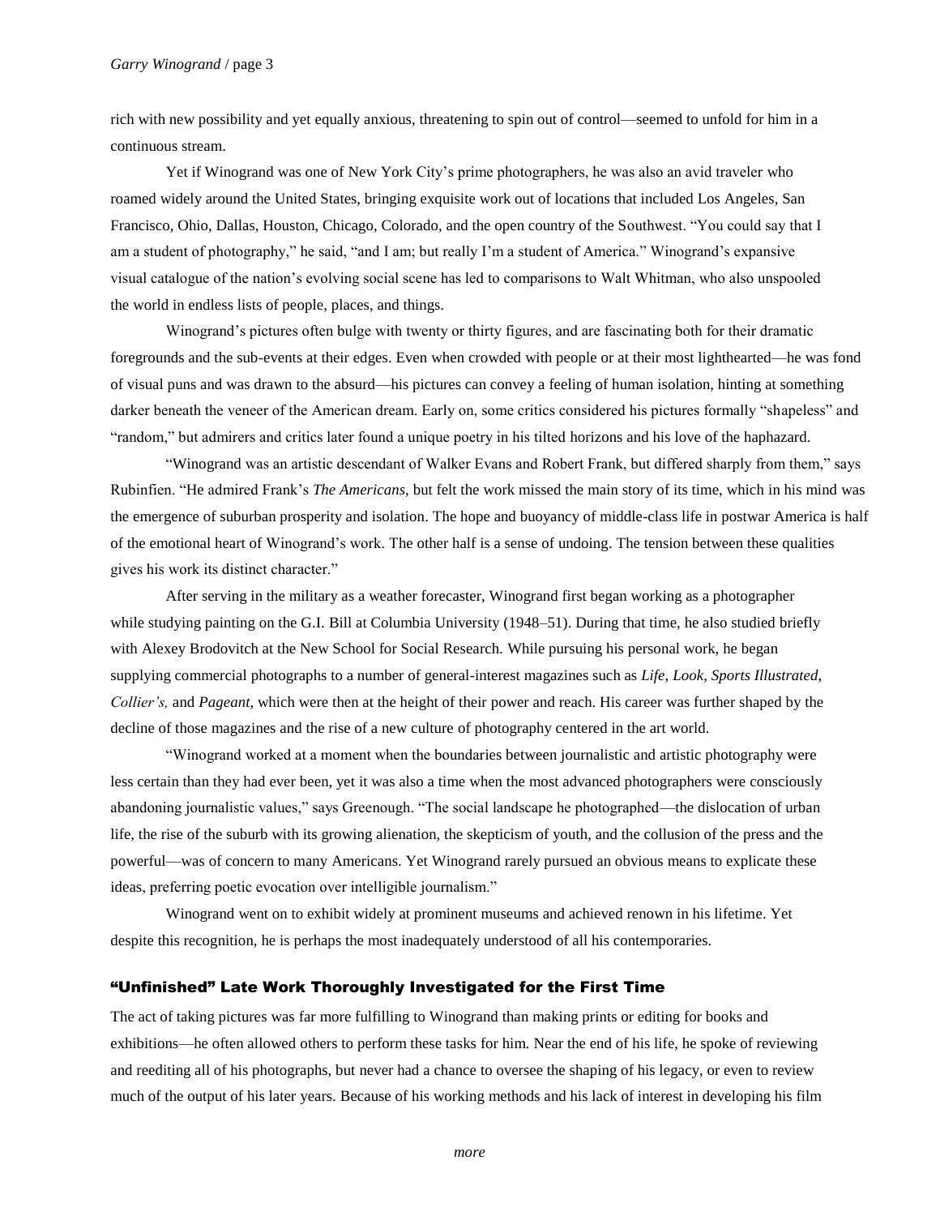rich with new possibility and yet equally anxious, threatening to spin out of control—seemed to unfold for him in a continuous stream.

Yet if Winogrand was one of New York City's prime photographers, he was also an avid traveler who roamed widely around the United States, bringing exquisite work out of locations that included Los Angeles, San Francisco, Ohio, Dallas, Houston, Chicago, Colorado, and the open country of the Southwest. "You could say that I am a student of photography," he said, "and I am; but really I'm a student of America." Winogrand's expansive visual catalogue of the nation's evolving social scene has led to comparisons to Walt Whitman, who also unspooled the world in endless lists of people, places, and things.

Winogrand's pictures often bulge with twenty or thirty figures, and are fascinating both for their dramatic foregrounds and the sub-events at their edges. Even when crowded with people or at their most lighthearted—he was fond of visual puns and was drawn to the absurd—his pictures can convey a feeling of human isolation, hinting at something darker beneath the veneer of the American dream. Early on, some critics considered his pictures formally "shapeless" and "random," but admirers and critics later found a unique poetry in his tilted horizons and his love of the haphazard.

"Winogrand was an artistic descendant of Walker Evans and Robert Frank, but differed sharply from them," says Rubinfien. "He admired Frank's *The Americans,* but felt the work missed the main story of its time, which in his mind was the emergence of suburban prosperity and isolation. The hope and buoyancy of middle-class life in postwar America is half of the emotional heart of Winogrand's work. The other half is a sense of undoing. The tension between these qualities gives his work its distinct character."

After serving in the military as a weather forecaster, Winogrand first began working as a photographer while studying painting on the G.I. Bill at Columbia University (1948–51). During that time, he also studied briefly with Alexey Brodovitch at the New School for Social Research. While pursuing his personal work, he began supplying commercial photographs to a number of general-interest magazines such as *Life*, *Look*, *Sports Illustrated*, *Collier's,* and *Pageant*, which were then at the height of their power and reach. His career was further shaped by the decline of those magazines and the rise of a new culture of photography centered in the art world.

"Winogrand worked at a moment when the boundaries between journalistic and artistic photography were less certain than they had ever been, yet it was also a time when the most advanced photographers were consciously abandoning journalistic values," says Greenough. "The social landscape he photographed—the dislocation of urban life, the rise of the suburb with its growing alienation, the skepticism of youth, and the collusion of the press and the powerful—was of concern to many Americans. Yet Winogrand rarely pursued an obvious means to explicate these ideas, preferring poetic evocation over intelligible journalism."

Winogrand went on to exhibit widely at prominent museums and achieved renown in his lifetime. Yet despite this recognition, he is perhaps the most inadequately understood of all his contemporaries.

## "Unfinished" Late Work Thoroughly Investigated for the First Time

The act of taking pictures was far more fulfilling to Winogrand than making prints or editing for books and exhibitions—he often allowed others to perform these tasks for him. Near the end of his life, he spoke of reviewing and reediting all of his photographs, but never had a chance to oversee the shaping of his legacy, or even to review much of the output of his later years. Because of his working methods and his lack of interest in developing his film

*more*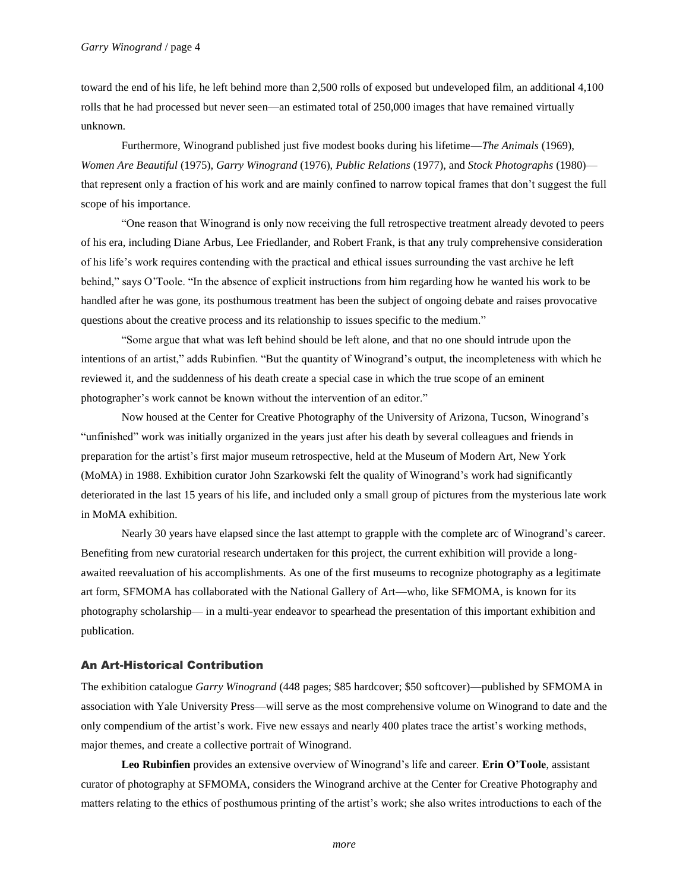toward the end of his life, he left behind more than 2,500 rolls of exposed but undeveloped film, an additional 4,100 rolls that he had processed but never seen—an estimated total of 250,000 images that have remained virtually unknown.

Furthermore, Winogrand published just five modest books during his lifetime—*The Animals* (1969), *Women Are Beautiful* (1975), *Garry Winogrand* (1976), *Public Relations* (1977), and *Stock Photographs* (1980)—that represent only a fraction of his work and are mainly confined to narrow topical frames that don't suggest the full scope of his importance.

"One reason that Winogrand is only now receiving the full retrospective treatment already devoted to peers of his era, including Diane Arbus, Lee Friedlander, and Robert Frank, is that any truly comprehensive consideration of his life's work requires contending with the practical and ethical issues surrounding the vast archive he left behind," says O'Toole. "In the absence of explicit instructions from him regarding how he wanted his work to be handled after he was gone, its posthumous treatment has been the subject of ongoing debate and raises provocative questions about the creative process and its relationship to issues specific to the medium."

"Some argue that what was left behind should be left alone, and that no one should intrude upon the intentions of an artist," adds Rubinfien. "But the quantity of Winogrand's output, the incompleteness with which he reviewed it, and the suddenness of his death create a special case in which the true scope of an eminent photographer's work cannot be known without the intervention of an editor."

Now housed at the Center for Creative Photography of the University of Arizona, Tucson, Winogrand's "unfinished" work was initially organized in the years just after his death by several colleagues and friends in preparation for the artist's first major museum retrospective, held at the Museum of Modern Art, New York (MoMA) in 1988. Exhibition curator John Szarkowski felt the quality of Winogrand's work had significantly deteriorated in the last 15 years of his life, and included only a small group of pictures from the mysterious late work in MoMA exhibition.

Nearly 30 years have elapsed since the last attempt to grapple with the complete arc of Winogrand's career. Benefiting from new curatorial research undertaken for this project, the current exhibition will provide a long-awaited reevaluation of his accomplishments. As one of the first museums to recognize photography as a legitimate art form, SFMOMA has collaborated with the National Gallery of Art—who, like SFMOMA, is known for its photography scholarship— in a multi-year endeavor to spearhead the presentation of this important exhibition and publication.

## An Art-Historical Contribution

The exhibition catalogue *Garry Winogrand* (448 pages; $85 hardcover; $50 softcover)—published by SFMOMA in association with Yale University Press—will serve as the most comprehensive volume on Winogrand to date and the only compendium of the artist's work. Five new essays and nearly 400 plates trace the artist's working methods, major themes, and create a collective portrait of Winogrand.

**Leo Rubinfien** provides an extensive overview of Winogrand's life and career. **Erin O'Toole**, assistant curator of photography at SFMOMA, considers the Winogrand archive at the Center for Creative Photography and matters relating to the ethics of posthumous printing of the artist's work; she also writes introductions to each of the

*more*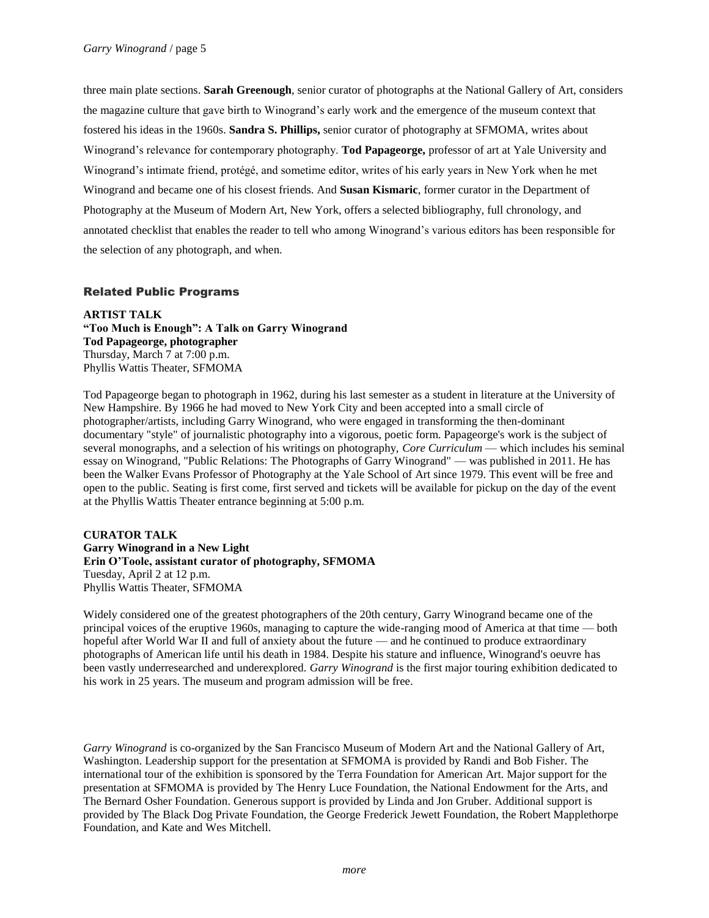three main plate sections. **Sarah Greenough**, senior curator of photographs at the National Gallery of Art, considers the magazine culture that gave birth to Winogrand's early work and the emergence of the museum context that fostered his ideas in the 1960s. **Sandra S. Phillips,** senior curator of photography at SFMOMA, writes about Winogrand's relevance for contemporary photography. **Tod Papageorge,** professor of art at Yale University and Winogrand's intimate friend, protégé, and sometime editor, writes of his early years in New York when he met Winogrand and became one of his closest friends. And **Susan Kismaric**, former curator in the Department of Photography at the Museum of Modern Art, New York, offers a selected bibliography, full chronology, and annotated checklist that enables the reader to tell who among Winogrand's various editors has been responsible for the selection of any photograph, and when.

## Related Public Programs

**ARTIST TALK**
**"Too Much is Enough": A Talk on Garry Winogrand**
**Tod Papageorge, photographer**
Thursday, March 7 at 7:00 p.m.
Phyllis Wattis Theater, SFMOMA

Tod Papageorge began to photograph in 1962, during his last semester as a student in literature at the University of New Hampshire. By 1966 he had moved to New York City and been accepted into a small circle of photographer/artists, including Garry Winogrand, who were engaged in transforming the then-dominant documentary "style" of journalistic photography into a vigorous, poetic form. Papageorge's work is the subject of several monographs, and a selection of his writings on photography, *Core Curriculum* — which includes his seminal essay on Winogrand, "Public Relations: The Photographs of Garry Winogrand" — was published in 2011. He has been the Walker Evans Professor of Photography at the Yale School of Art since 1979. This event will be free and open to the public. Seating is first come, first served and tickets will be available for pickup on the day of the event at the Phyllis Wattis Theater entrance beginning at 5:00 p.m.

**CURATOR TALK**
**Garry Winogrand in a New Light**
**Erin O'Toole, assistant curator of photography, SFMOMA**
Tuesday, April 2 at 12 p.m.
Phyllis Wattis Theater, SFMOMA

Widely considered one of the greatest photographers of the 20th century, Garry Winogrand became one of the principal voices of the eruptive 1960s, managing to capture the wide-ranging mood of America at that time — both hopeful after World War II and full of anxiety about the future — and he continued to produce extraordinary photographs of American life until his death in 1984. Despite his stature and influence, Winogrand's oeuvre has been vastly underresearched and underexplored. *Garry Winogrand* is the first major touring exhibition dedicated to his work in 25 years. The museum and program admission will be free.

*Garry Winogrand* is co-organized by the San Francisco Museum of Modern Art and the National Gallery of Art, Washington. Leadership support for the presentation at SFMOMA is provided by Randi and Bob Fisher. The international tour of the exhibition is sponsored by the Terra Foundation for American Art. Major support for the presentation at SFMOMA is provided by The Henry Luce Foundation, the National Endowment for the Arts, and The Bernard Osher Foundation. Generous support is provided by Linda and Jon Gruber. Additional support is provided by The Black Dog Private Foundation, the George Frederick Jewett Foundation, the Robert Mapplethorpe Foundation, and Kate and Wes Mitchell.

*more*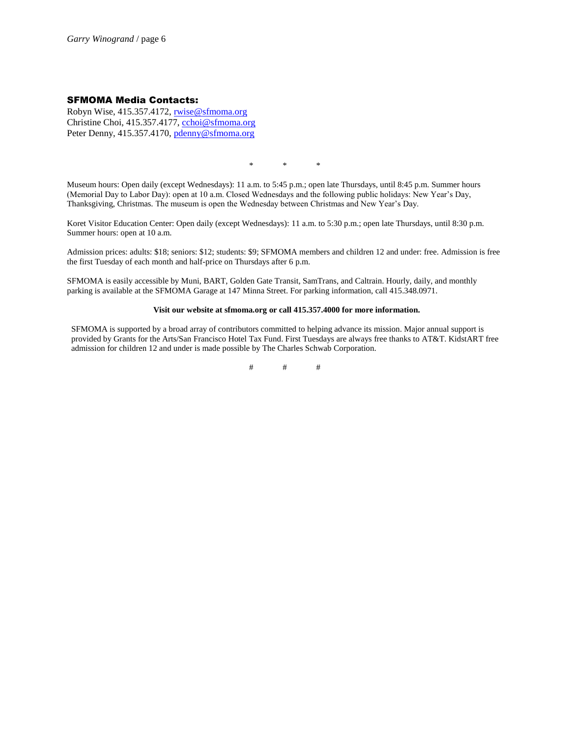### SFMOMA Media Contacts:

Robyn Wise, 415.357.4172, rwise@sfmoma.org
Christine Choi, 415.357.4177, cchoi@sfmoma.org
Peter Denny, 415.357.4170, pdenny@sfmoma.org

\* \* \*

Museum hours: Open daily (except Wednesdays): 11 a.m. to 5:45 p.m.; open late Thursdays, until 8:45 p.m. Summer hours (Memorial Day to Labor Day): open at 10 a.m. Closed Wednesdays and the following public holidays: New Year's Day, Thanksgiving, Christmas. The museum is open the Wednesday between Christmas and New Year's Day.

Koret Visitor Education Center: Open daily (except Wednesdays): 11 a.m. to 5:30 p.m.; open late Thursdays, until 8:30 p.m. Summer hours: open at 10 a.m.

Admission prices: adults: $18; seniors: $12; students: $9; SFMOMA members and children 12 and under: free. Admission is free the first Tuesday of each month and half-price on Thursdays after 6 p.m.

SFMOMA is easily accessible by Muni, BART, Golden Gate Transit, SamTrans, and Caltrain. Hourly, daily, and monthly parking is available at the SFMOMA Garage at 147 Minna Street. For parking information, call 415.348.0971.

**Visit our website at sfmoma.org or call 415.357.4000 for more information.**

SFMOMA is supported by a broad array of contributors committed to helping advance its mission. Major annual support is provided by Grants for the Arts/San Francisco Hotel Tax Fund. First Tuesdays are always free thanks to AT&T. KidstART free admission for children 12 and under is made possible by The Charles Schwab Corporation.

# # #